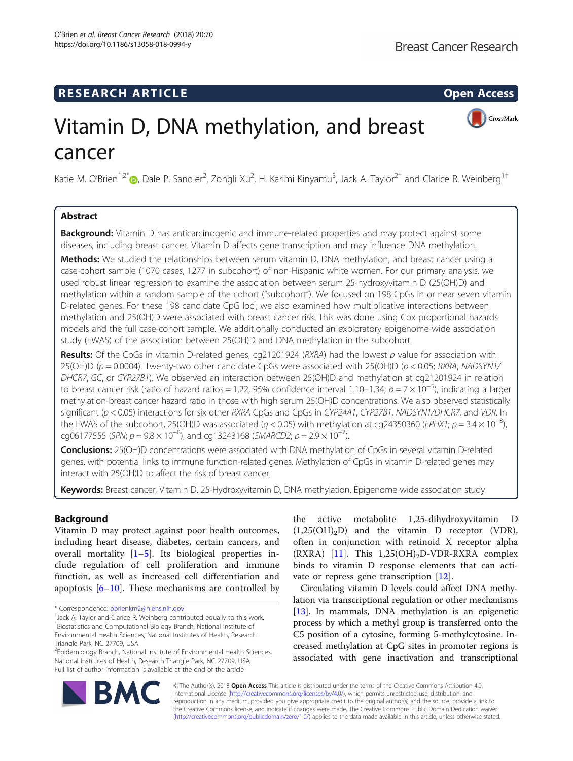RESEARCH ARTICLE

Open Access

# Vitamin D, DNA methylation, and breast cancer

Katie M. O'Brien[1,2*], Dale P. Sandler[2], Zongli Xu[2], H. Karimi Kinyamu[3], Jack A. Taylor[2†] and Clarice R. Weinberg[1†]

## Abstract

**Background:** Vitamin D has anticarcinogenic and immune-related properties and may protect against some diseases, including breast cancer. Vitamin D affects gene transcription and may influence DNA methylation.

**Methods:** We studied the relationships between serum vitamin D, DNA methylation, and breast cancer using a case-cohort sample (1070 cases, 1277 in subcohort) of non-Hispanic white women. For our primary analysis, we used robust linear regression to examine the association between serum 25-hydroxyvitamin D (25(OH)D) and methylation within a random sample of the cohort ("subcohort"). We focused on 198 CpGs in or near seven vitamin D-related genes. For these 198 candidate CpG loci, we also examined how multiplicative interactions between methylation and 25(OH)D were associated with breast cancer risk. This was done using Cox proportional hazards models and the full case-cohort sample. We additionally conducted an exploratory epigenome-wide association study (EWAS) of the association between 25(OH)D and DNA methylation in the subcohort.

**Results:** Of the CpGs in vitamin D-related genes, cg21201924 (*RXRA*) had the lowest *p* value for association with 25(OH)D ($p = 0.0004$). Twenty-two other candidate CpGs were associated with 25(OH)D ($p < 0.05$; *RXRA*, *NADSYN1/DHCR7*, *GC*, or *CYP27B1*). We observed an interaction between 25(OH)D and methylation at cg21201924 in relation to breast cancer risk (ratio of hazard ratios = 1.22, 95% confidence interval 1.10–1.34; $p = 7 \times 10^{-5}$), indicating a larger methylation-breast cancer hazard ratio in those with high serum 25(OH)D concentrations. We also observed statistically significant ($p < 0.05$) interactions for six other *RXRA* CpGs and CpGs in *CYP24A1*, *CYP27B1*, *NADSYN1/DHCR7*, and *VDR*. In the EWAS of the subcohort, 25(OH)D was associated ($q < 0.05$) with methylation at cg24350360 (*EPHX1*; $p = 3.4 \times 10^{-8}$), cg06177555 (*SPN*; $p = 9.8 \times 10^{-8}$), and cg13243168 (*SMARCD2*; $p = 2.9 \times 10^{-7}$).

**Conclusions:** 25(OH)D concentrations were associated with DNA methylation of CpGs in several vitamin D-related genes, with potential links to immune function-related genes. Methylation of CpGs in vitamin D-related genes may interact with 25(OH)D to affect the risk of breast cancer.

**Keywords:** Breast cancer, Vitamin D, 25-Hydroxyvitamin D, DNA methylation, Epigenome-wide association study

## Background

Vitamin D may protect against poor health outcomes, including heart disease, diabetes, certain cancers, and overall mortality [1–5]. Its biological properties include regulation of cell proliferation and immune function, as well as increased cell differentiation and apoptosis [6–10]. These mechanisms are controlled by the active metabolite 1,25-dihydroxyvitamin D ($1,25(OH)_2D$) and the vitamin D receptor (VDR), often in conjunction with retinoid X receptor alpha (RXRA) [11]. This $1,25(OH)_2D$-VDR-RXRA complex binds to vitamin D response elements that can activate or repress gene transcription [12].

Circulating vitamin D levels could affect DNA methylation via transcriptional regulation or other mechanisms [13]. In mammals, DNA methylation is an epigenetic process by which a methyl group is transferred onto the C5 position of a cytosine, forming 5-methylcytosine. Increased methylation at CpG sites in promoter regions is associated with gene inactivation and transcriptional

\* Correspondence: obrienkm2@niehs.nih.gov
†Jack A. Taylor and Clarice R. Weinberg contributed equally to this work.
[1]Biostatistics and Computational Biology Branch, National Institute of Environmental Health Sciences, National Institutes of Health, Research Triangle Park, NC 27709, USA
[2]Epidemiology Branch, National Institute of Environmental Health Sciences, National Institutes of Health, Research Triangle Park, NC 27709, USA
Full list of author information is available at the end of the article

© The Author(s). 2018 **Open Access** This article is distributed under the terms of the Creative Commons Attribution 4.0 International License (http://creativecommons.org/licenses/by/4.0/), which permits unrestricted use, distribution, and reproduction in any medium, provided you give appropriate credit to the original author(s) and the source, provide a link to the Creative Commons license, and indicate if changes were made. The Creative Commons Public Domain Dedication waiver (http://creativecommons.org/publicdomain/zero/1.0/) applies to the data made available in this article, unless otherwise stated.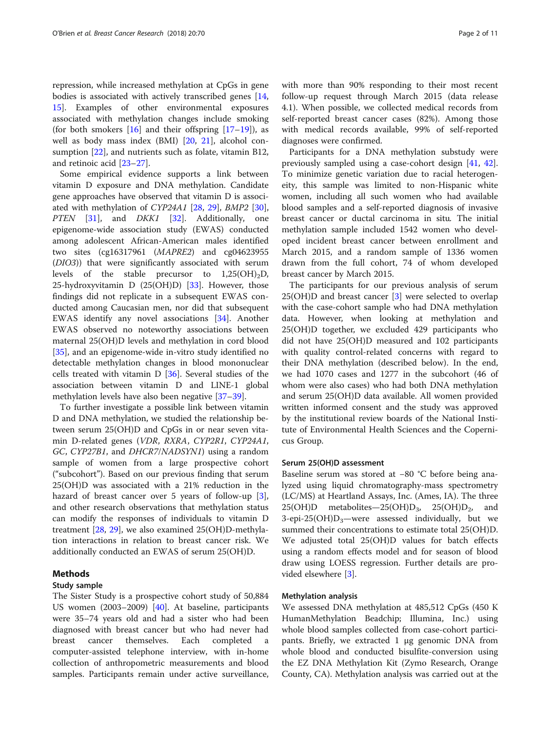repression, while increased methylation at CpGs in gene bodies is associated with actively transcribed genes [14, 15]. Examples of other environmental exposures associated with methylation changes include smoking (for both smokers [16] and their offspring [17–19]), as well as body mass index (BMI) [20, 21], alcohol consumption [22], and nutrients such as folate, vitamin B12, and retinoic acid [23–27].

Some empirical evidence supports a link between vitamin D exposure and DNA methylation. Candidate gene approaches have observed that vitamin D is associated with methylation of *CYP24A1* [28, 29], *BMP2* [30], *PTEN* [31], and *DKK1* [32]. Additionally, one epigenome-wide association study (EWAS) conducted among adolescent African-American males identified two sites (cg16317961 (*MAPRE2*) and cg04623955 (*DIO3*)) that were significantly associated with serum levels of the stable precursor to $1,25(OH)_2D$, 25-hydroxyvitamin D (25(OH)D) [33]. However, those findings did not replicate in a subsequent EWAS conducted among Caucasian men, nor did that subsequent EWAS identify any novel associations [34]. Another EWAS observed no noteworthy associations between maternal 25(OH)D levels and methylation in cord blood [35], and an epigenome-wide in-vitro study identified no detectable methylation changes in blood mononuclear cells treated with vitamin D [36]. Several studies of the association between vitamin D and LINE-1 global methylation levels have also been negative [37–39].

To further investigate a possible link between vitamin D and DNA methylation, we studied the relationship between serum 25(OH)D and CpGs in or near seven vitamin D-related genes (*VDR*, *RXRA*, *CYP2R1*, *CYP24A1*, *GC*, *CYP27B1*, and *DHCR7*/*NADSYN1*) using a random sample of women from a large prospective cohort ("subcohort"). Based on our previous finding that serum 25(OH)D was associated with a 21% reduction in the hazard of breast cancer over 5 years of follow-up [3], and other research observations that methylation status can modify the responses of individuals to vitamin D treatment [28, 29], we also examined 25(OH)D-methylation interactions in relation to breast cancer risk. We additionally conducted an EWAS of serum 25(OH)D.

## Methods

### Study sample

The Sister Study is a prospective cohort study of 50,884 US women (2003–2009) [40]. At baseline, participants were 35–74 years old and had a sister who had been diagnosed with breast cancer but who had never had breast cancer themselves. Each completed a computer-assisted telephone interview, with in-home collection of anthropometric measurements and blood samples. Participants remain under active surveillance, with more than 90% responding to their most recent follow-up request through March 2015 (data release 4.1). When possible, we collected medical records from self-reported breast cancer cases (82%). Among those with medical records available, 99% of self-reported diagnoses were confirmed.

Participants for a DNA methylation substudy were previously sampled using a case-cohort design [41, 42]. To minimize genetic variation due to racial heterogeneity, this sample was limited to non-Hispanic white women, including all such women who had available blood samples and a self-reported diagnosis of invasive breast cancer or ductal carcinoma *in situ*. The initial methylation sample included 1542 women who developed incident breast cancer between enrollment and March 2015, and a random sample of 1336 women drawn from the full cohort, 74 of whom developed breast cancer by March 2015.

The participants for our previous analysis of serum 25(OH)D and breast cancer [3] were selected to overlap with the case-cohort sample who had DNA methylation data. However, when looking at methylation and 25(OH)D together, we excluded 429 participants who did not have 25(OH)D measured and 102 participants with quality control-related concerns with regard to their DNA methylation (described below). In the end, we had 1070 cases and 1277 in the subcohort (46 of whom were also cases) who had both DNA methylation and serum 25(OH)D data available. All women provided written informed consent and the study was approved by the institutional review boards of the National Institute of Environmental Health Sciences and the Copernicus Group.

### Serum 25(OH)D assessment

Baseline serum was stored at −80 °C before being analyzed using liquid chromatography-mass spectrometry (LC/MS) at Heartland Assays, Inc. (Ames, IA). The three 25(OH)D metabolites—$25(OH)D_3$, $25(OH)D_2$, and 3-epi-$25(OH)D_3$—were assessed individually, but we summed their concentrations to estimate total 25(OH)D. We adjusted total 25(OH)D values for batch effects using a random effects model and for season of blood draw using LOESS regression. Further details are provided elsewhere [3].

### Methylation analysis

We assessed DNA methylation at 485,512 CpGs (450 K HumanMethylation Beadchip; Illumina, Inc.) using whole blood samples collected from case-cohort participants. Briefly, we extracted 1 μg genomic DNA from whole blood and conducted bisulfite-conversion using the EZ DNA Methylation Kit (Zymo Research, Orange County, CA). Methylation analysis was carried out at the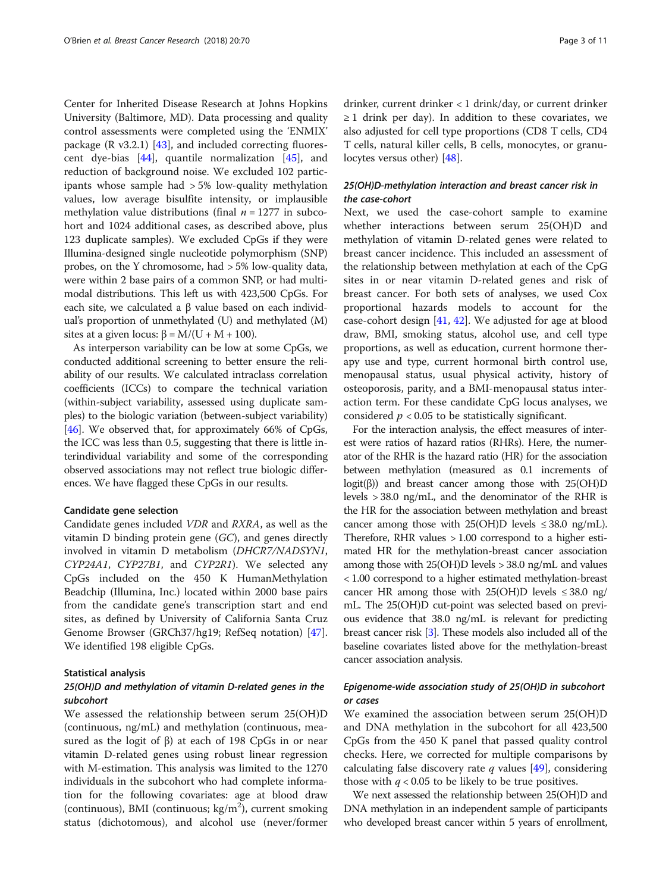Center for Inherited Disease Research at Johns Hopkins University (Baltimore, MD). Data processing and quality control assessments were completed using the 'ENMIX' package (R v3.2.1) [43], and included correcting fluorescent dye-bias [44], quantile normalization [45], and reduction of background noise. We excluded 102 participants whose sample had > 5% low-quality methylation values, low average bisulfite intensity, or implausible methylation value distributions (final $n = 1277$ in subcohort and 1024 additional cases, as described above, plus 123 duplicate samples). We excluded CpGs if they were Illumina-designed single nucleotide polymorphism (SNP) probes, on the Y chromosome, had > 5% low-quality data, were within 2 base pairs of a common SNP, or had multimodal distributions. This left us with 423,500 CpGs. For each site, we calculated a β value based on each individual's proportion of unmethylated (U) and methylated (M) sites at a given locus: $\beta = M/(U + M + 100)$.

As interperson variability can be low at some CpGs, we conducted additional screening to better ensure the reliability of our results. We calculated intraclass correlation coefficients (ICCs) to compare the technical variation (within-subject variability, assessed using duplicate samples) to the biologic variation (between-subject variability) [46]. We observed that, for approximately 66% of CpGs, the ICC was less than 0.5, suggesting that there is little interindividual variability and some of the corresponding observed associations may not reflect true biologic differences. We have flagged these CpGs in our results.

### Candidate gene selection

Candidate genes included *VDR* and *RXRA*, as well as the vitamin D binding protein gene (*GC*), and genes directly involved in vitamin D metabolism (*DHCR7/NADSYN1*, *CYP24A1*, *CYP27B1*, and *CYP2R1*). We selected any CpGs included on the 450 K HumanMethylation Beadchip (Illumina, Inc.) located within 2000 base pairs from the candidate gene's transcription start and end sites, as defined by University of California Santa Cruz Genome Browser (GRCh37/hg19; RefSeq notation) [47]. We identified 198 eligible CpGs.

### Statistical analysis

#### *25(OH)D and methylation of vitamin D-related genes in the subcohort*

We assessed the relationship between serum 25(OH)D (continuous, ng/mL) and methylation (continuous, measured as the logit of β) at each of 198 CpGs in or near vitamin D-related genes using robust linear regression with M-estimation. This analysis was limited to the 1270 individuals in the subcohort who had complete information for the following covariates: age at blood draw (continuous), BMI (continuous; kg/m$^2$), current smoking status (dichotomous), and alcohol use (never/former drinker, current drinker < 1 drink/day, or current drinker ≥ 1 drink per day). In addition to these covariates, we also adjusted for cell type proportions (CD8 T cells, CD4 T cells, natural killer cells, B cells, monocytes, or granulocytes versus other) [48].

#### *25(OH)D-methylation interaction and breast cancer risk in the case-cohort*

Next, we used the case-cohort sample to examine whether interactions between serum 25(OH)D and methylation of vitamin D-related genes were related to breast cancer incidence. This included an assessment of the relationship between methylation at each of the CpG sites in or near vitamin D-related genes and risk of breast cancer. For both sets of analyses, we used Cox proportional hazards models to account for the case-cohort design [41, 42]. We adjusted for age at blood draw, BMI, smoking status, alcohol use, and cell type proportions, as well as education, current hormone therapy use and type, current hormonal birth control use, menopausal status, usual physical activity, history of osteoporosis, parity, and a BMI-menopausal status interaction term. For these candidate CpG locus analyses, we considered $p < 0.05$ to be statistically significant.

For the interaction analysis, the effect measures of interest were ratios of hazard ratios (RHRs). Here, the numerator of the RHR is the hazard ratio (HR) for the association between methylation (measured as 0.1 increments of logit(β)) and breast cancer among those with 25(OH)D levels > 38.0 ng/mL, and the denominator of the RHR is the HR for the association between methylation and breast cancer among those with 25(OH)D levels ≤ 38.0 ng/mL). Therefore, RHR values > 1.00 correspond to a higher estimated HR for the methylation-breast cancer association among those with 25(OH)D levels > 38.0 ng/mL and values < 1.00 correspond to a higher estimated methylation-breast cancer HR among those with 25(OH)D levels ≤ 38.0 ng/mL. The 25(OH)D cut-point was selected based on previous evidence that 38.0 ng/mL is relevant for predicting breast cancer risk [3]. These models also included all of the baseline covariates listed above for the methylation-breast cancer association analysis.

#### *Epigenome-wide association study of 25(OH)D in subcohort or cases*

We examined the association between serum 25(OH)D and DNA methylation in the subcohort for all 423,500 CpGs from the 450 K panel that passed quality control checks. Here, we corrected for multiple comparisons by calculating false discovery rate $q$ values [49], considering those with $q < 0.05$ to be likely to be true positives.

We next assessed the relationship between 25(OH)D and DNA methylation in an independent sample of participants who developed breast cancer within 5 years of enrollment,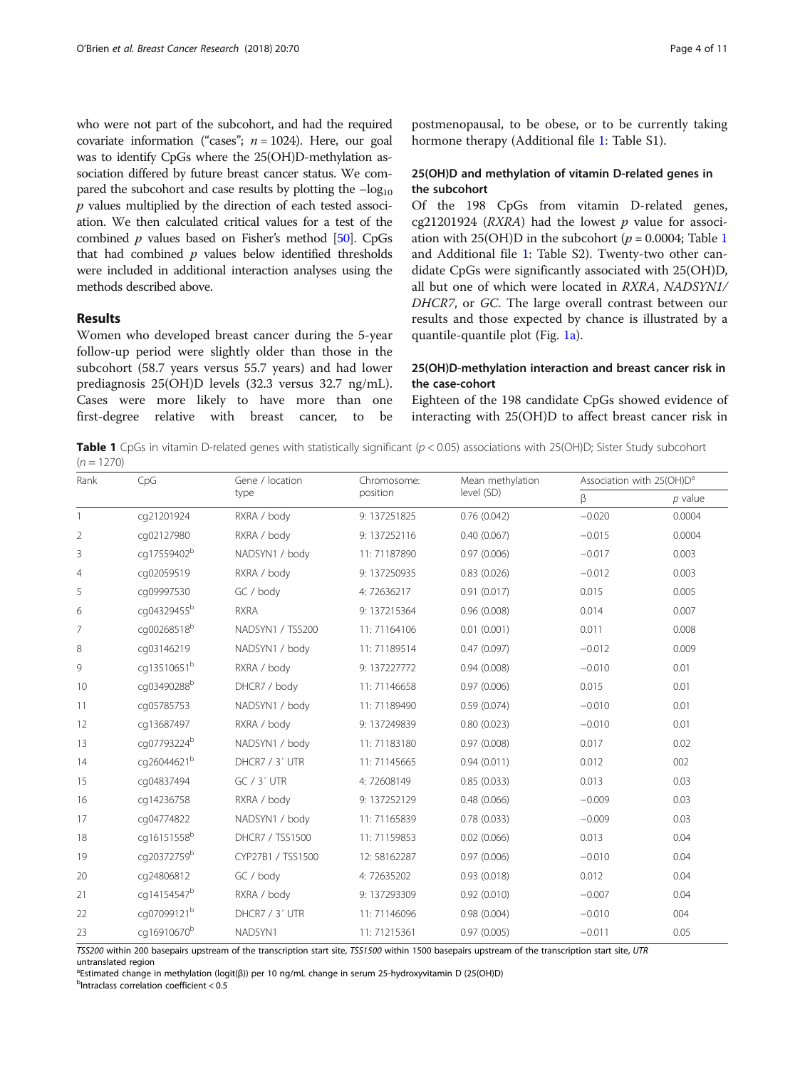who were not part of the subcohort, and had the required covariate information ("cases"; $n = 1024$). Here, our goal was to identify CpGs where the 25(OH)D-methylation association differed by future breast cancer status. We compared the subcohort and case results by plotting the $-\log_{10}$ $p$ values multiplied by the direction of each tested association. We then calculated critical values for a test of the combined $p$ values based on Fisher's method [50]. CpGs that had combined $p$ values below identified thresholds were included in additional interaction analyses using the methods described above.

## Results

Women who developed breast cancer during the 5-year follow-up period were slightly older than those in the subcohort (58.7 years versus 55.7 years) and had lower prediagnosis 25(OH)D levels (32.3 versus 32.7 ng/mL). Cases were more likely to have more than one first-degree relative with breast cancer, to be postmenopausal, to be obese, or to be currently taking hormone therapy (Additional file 1: Table S1).

### 25(OH)D and methylation of vitamin D-related genes in the subcohort

Of the 198 CpGs from vitamin D-related genes, cg21201924 (*RXRA*) had the lowest $p$ value for association with 25(OH)D in the subcohort ($p = 0.0004$; Table 1 and Additional file 1: Table S2). Twenty-two other candidate CpGs were significantly associated with 25(OH)D, all but one of which were located in *RXRA*, *NADSYN1/DHCR7*, or *GC*. The large overall contrast between our results and those expected by chance is illustrated by a quantile-quantile plot (Fig. 1a).

### 25(OH)D-methylation interaction and breast cancer risk in the case-cohort

Eighteen of the 198 candidate CpGs showed evidence of interacting with 25(OH)D to affect breast cancer risk in

**Table 1** CpGs in vitamin D-related genes with statistically significant ($p < 0.05$) associations with 25(OH)D; Sister Study subcohort ($n = 1270$)

| Rank | CpG | Gene / location type | Chromosome: position | Mean methylation level (SD) | Association with 25(OH)D[a] | |
|---|---|---|---|---|---|---|
| | | | | | β | $p$ value |
| 1 | cg21201924 | RXRA / body | 9: 137251825 | 0.76 (0.042) | −0.020 | 0.0004 |
| 2 | cg02127980 | RXRA / body | 9: 137252116 | 0.40 (0.067) | −0.015 | 0.0004 |
| 3 | cg17559402[b] | NADSYN1 / body | 11: 71187890 | 0.97 (0.006) | −0.017 | 0.003 |
| 4 | cg02059519 | RXRA / body | 9: 137250935 | 0.83 (0.026) | −0.012 | 0.003 |
| 5 | cg09997530 | GC / body | 4: 72636217 | 0.91 (0.017) | 0.015 | 0.005 |
| 6 | cg04329455[b] | RXRA | 9: 137215364 | 0.96 (0.008) | 0.014 | 0.007 |
| 7 | cg00268518[b] | NADSYN1 / TSS200 | 11: 71164106 | 0.01 (0.001) | 0.011 | 0.008 |
| 8 | cg03146219 | NADSYN1 / body | 11: 71189514 | 0.47 (0.097) | −0.012 | 0.009 |
| 9 | cg13510651[b] | RXRA / body | 9: 137227772 | 0.94 (0.008) | −0.010 | 0.01 |
| 10 | cg03490288[b] | DHCR7 / body | 11: 71146658 | 0.97 (0.006) | 0.015 | 0.01 |
| 11 | cg05785753 | NADSYN1 / body | 11: 71189490 | 0.59 (0.074) | −0.010 | 0.01 |
| 12 | cg13687497 | RXRA / body | 9: 137249839 | 0.80 (0.023) | −0.010 | 0.01 |
| 13 | cg07793224[b] | NADSYN1 / body | 11: 71183180 | 0.97 (0.008) | 0.017 | 0.02 |
| 14 | cg26044621[b] | DHCR7 / 3′ UTR | 11: 71145665 | 0.94 (0.011) | 0.012 | 002 |
| 15 | cg04837494 | GC / 3′ UTR | 4: 72608149 | 0.85 (0.033) | 0.013 | 0.03 |
| 16 | cg14236758 | RXRA / body | 9: 137252129 | 0.48 (0.066) | −0.009 | 0.03 |
| 17 | cg04774822 | NADSYN1 / body | 11: 71165839 | 0.78 (0.033) | −0.009 | 0.03 |
| 18 | cg16151558[b] | DHCR7 / TSS1500 | 11: 71159853 | 0.02 (0.066) | 0.013 | 0.04 |
| 19 | cg20372759[b] | CYP27B1 / TSS1500 | 12: 58162287 | 0.97 (0.006) | −0.010 | 0.04 |
| 20 | cg24806812 | GC / body | 4: 72635202 | 0.93 (0.018) | 0.012 | 0.04 |
| 21 | cg14154547[b] | RXRA / body | 9: 137293309 | 0.92 (0.010) | −0.007 | 0.04 |
| 22 | cg07099121[b] | DHCR7 / 3′ UTR | 11: 71146096 | 0.98 (0.004) | −0.010 | 004 |
| 23 | cg16910670[b] | NADSYN1 | 11: 71215361 | 0.97 (0.005) | −0.011 | 0.05 |

*TSS200* within 200 basepairs upstream of the transcription start site, *TSS1500* within 1500 basepairs upstream of the transcription start site, *UTR* untranslated region

[a]Estimated change in methylation (logit(β)) per 10 ng/mL change in serum 25-hydroxyvitamin D (25(OH)D)

[b]Intraclass correlation coefficient < 0.5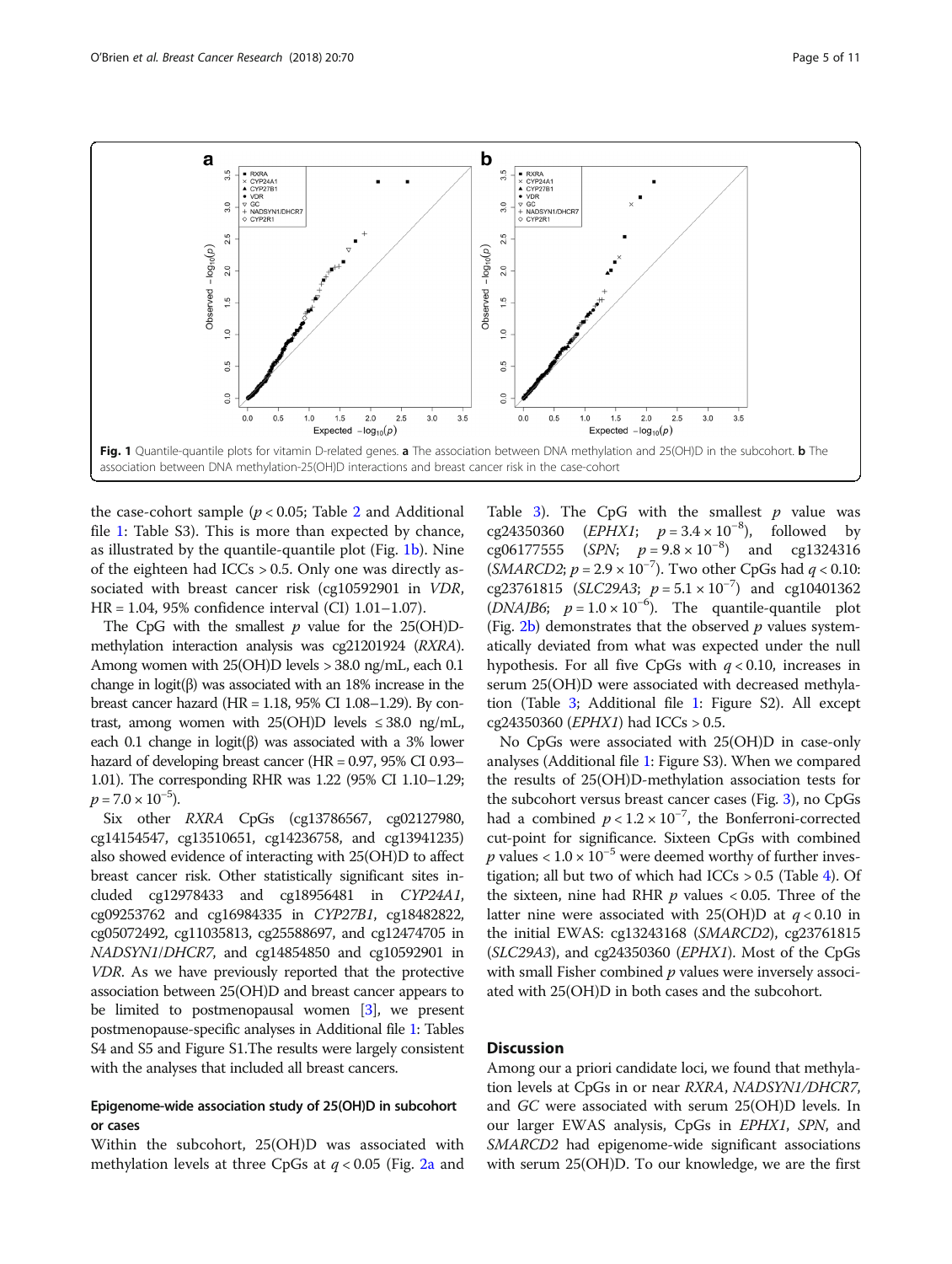Fig. 1 Quantile-quantile plots for vitamin D-related genes. **a** The association between DNA methylation and 25(OH)D in the subcohort. **b** The association between DNA methylation-25(OH)D interactions and breast cancer risk in the case-cohort

the case-cohort sample ($p < 0.05$; Table 2 and Additional file 1: Table S3). This is more than expected by chance, as illustrated by the quantile-quantile plot (Fig. 1b). Nine of the eighteen had ICCs > 0.5. Only one was directly associated with breast cancer risk (cg10592901 in *VDR*, HR = 1.04, 95% confidence interval (CI) 1.01–1.07).

The CpG with the smallest $p$ value for the 25(OH)D-methylation interaction analysis was cg21201924 (*RXRA*). Among women with 25(OH)D levels > 38.0 ng/mL, each 0.1 change in logit(β) was associated with an 18% increase in the breast cancer hazard (HR = 1.18, 95% CI 1.08–1.29). By contrast, among women with 25(OH)D levels ≤ 38.0 ng/mL, each 0.1 change in logit(β) was associated with a 3% lower hazard of developing breast cancer (HR = 0.97, 95% CI 0.93–1.01). The corresponding RHR was 1.22 (95% CI 1.10–1.29; $p = 7.0 \times 10^{-5}$).

Six other *RXRA* CpGs (cg13786567, cg02127980, cg14154547, cg13510651, cg14236758, and cg13941235) also showed evidence of interacting with 25(OH)D to affect breast cancer risk. Other statistically significant sites included cg12978433 and cg18956481 in *CYP24A1*, cg09253762 and cg16984335 in *CYP27B1*, cg18482822, cg05072492, cg11035813, cg25588697, and cg12474705 in *NADSYN1/DHCR7*, and cg14854850 and cg10592901 in *VDR*. As we have previously reported that the protective association between 25(OH)D and breast cancer appears to be limited to postmenopausal women [3], we present postmenopause-specific analyses in Additional file 1: Tables S4 and S5 and Figure S1.The results were largely consistent with the analyses that included all breast cancers.

### Epigenome-wide association study of 25(OH)D in subcohort or cases

Within the subcohort, 25(OH)D was associated with methylation levels at three CpGs at $q < 0.05$ (Fig. 2a and Table 3). The CpG with the smallest $p$ value was cg24350360 (*EPHX1*; $p = 3.4 \times 10^{-8}$), followed by cg06177555 (*SPN*; $p = 9.8 \times 10^{-8}$) and cg1324316 (*SMARCD2*; $p = 2.9 \times 10^{-7}$). Two other CpGs had $q < 0.10$: cg23761815 (*SLC29A3*; $p = 5.1 \times 10^{-7}$) and cg10401362 (*DNAJB6*; $p = 1.0 \times 10^{-6}$). The quantile-quantile plot (Fig. 2b) demonstrates that the observed $p$ values systematically deviated from what was expected under the null hypothesis. For all five CpGs with $q < 0.10$, increases in serum 25(OH)D were associated with decreased methylation (Table 3; Additional file 1: Figure S2). All except cg24350360 (*EPHX1*) had ICCs > 0.5.

No CpGs were associated with 25(OH)D in case-only analyses (Additional file 1: Figure S3). When we compared the results of 25(OH)D-methylation association tests for the subcohort versus breast cancer cases (Fig. 3), no CpGs had a combined $p < 1.2 \times 10^{-7}$, the Bonferroni-corrected cut-point for significance. Sixteen CpGs with combined $p$ values < $1.0 \times 10^{-5}$ were deemed worthy of further investigation; all but two of which had ICCs > 0.5 (Table 4). Of the sixteen, nine had RHR $p$ values < 0.05. Three of the latter nine were associated with 25(OH)D at $q < 0.10$ in the initial EWAS: cg13243168 (*SMARCD2*), cg23761815 (*SLC29A3*), and cg24350360 (*EPHX1*). Most of the CpGs with small Fisher combined $p$ values were inversely associated with 25(OH)D in both cases and the subcohort.

## Discussion

Among our a priori candidate loci, we found that methylation levels at CpGs in or near *RXRA*, *NADSYN1/DHCR7*, and *GC* were associated with serum 25(OH)D levels. In our larger EWAS analysis, CpGs in *EPHX1*, *SPN*, and *SMARCD2* had epigenome-wide significant associations with serum 25(OH)D. To our knowledge, we are the first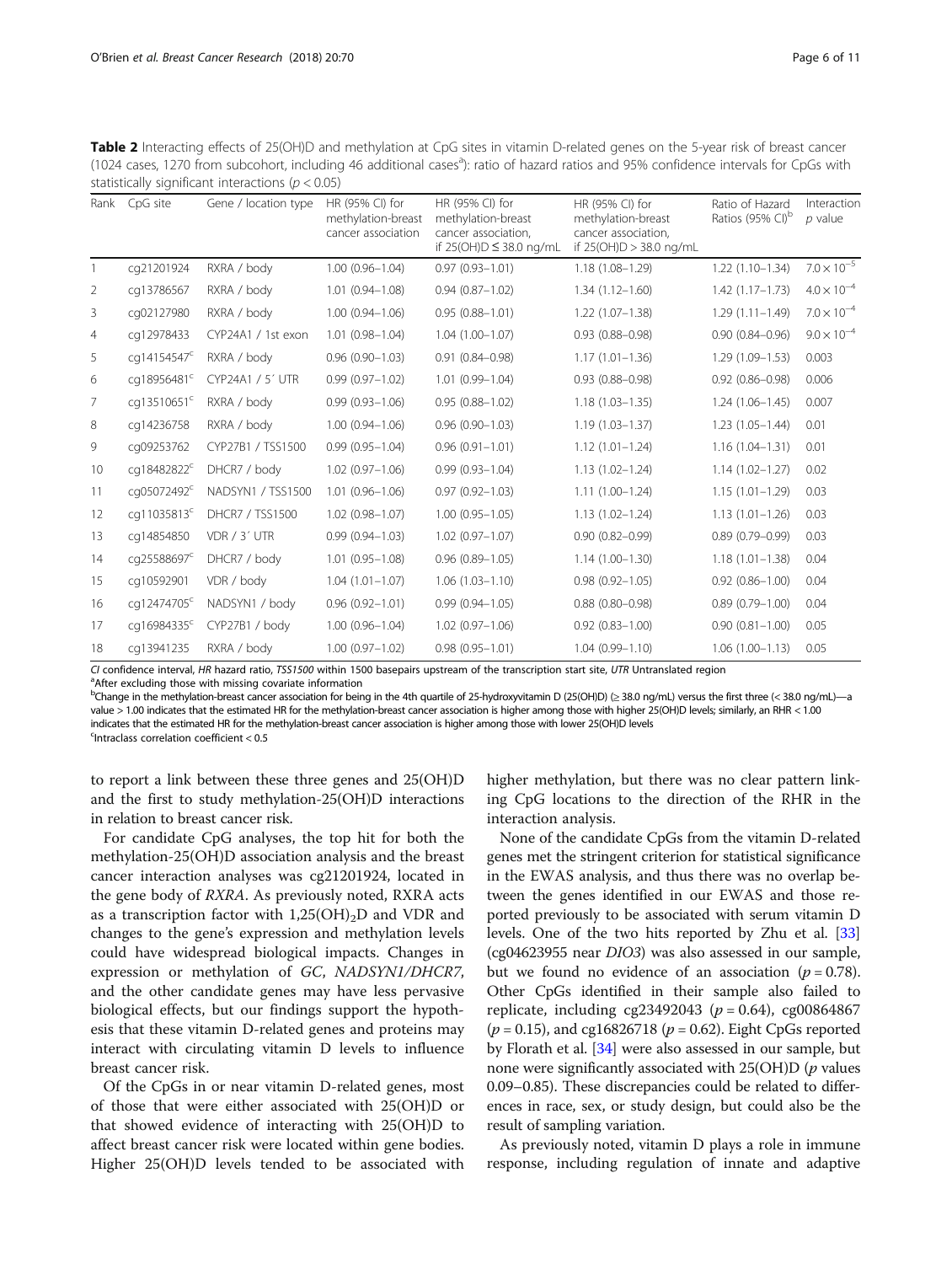**Table 2** Interacting effects of 25(OH)D and methylation at CpG sites in vitamin D-related genes on the 5-year risk of breast cancer (1024 cases, 1270 from subcohort, including 46 additional cases[a]): ratio of hazard ratios and 95% confidence intervals for CpGs with statistically significant interactions ($p < 0.05$)

| Rank | CpG site | Gene / location type | HR (95% CI) for methylation-breast cancer association | HR (95% CI) for methylation-breast cancer association, if 25(OH)D ≤ 38.0 ng/mL | HR (95% CI) for methylation-breast cancer association, if 25(OH)D > 38.0 ng/mL | Ratio of Hazard Ratios (95% CI)[b] | Interaction *p* value |
|---|---|---|---|---|---|---|---|
| 1 | cg21201924 | RXRA / body | 1.00 (0.96–1.04) | 0.97 (0.93–1.01) | 1.18 (1.08–1.29) | 1.22 (1.10–1.34) | $7.0 \times 10^{-5}$ |
| 2 | cg13786567 | RXRA / body | 1.01 (0.94–1.08) | 0.94 (0.87–1.02) | 1.34 (1.12–1.60) | 1.42 (1.17–1.73) | $4.0 \times 10^{-4}$ |
| 3 | cg02127980 | RXRA / body | 1.00 (0.94–1.06) | 0.95 (0.88–1.01) | 1.22 (1.07–1.38) | 1.29 (1.11–1.49) | $7.0 \times 10^{-4}$ |
| 4 | cg12978433 | CYP24A1 / 1st exon | 1.01 (0.98–1.04) | 1.04 (1.00–1.07) | 0.93 (0.88–0.98) | 0.90 (0.84–0.96) | $9.0 \times 10^{-4}$ |
| 5 | cg14154547[c] | RXRA / body | 0.96 (0.90–1.03) | 0.91 (0.84–0.98) | 1.17 (1.01–1.36) | 1.29 (1.09–1.53) | 0.003 |
| 6 | cg18956481[c] | CYP24A1 / 5′ UTR | 0.99 (0.97–1.02) | 1.01 (0.99–1.04) | 0.93 (0.88–0.98) | 0.92 (0.86–0.98) | 0.006 |
| 7 | cg13510651[c] | RXRA / body | 0.99 (0.93–1.06) | 0.95 (0.88–1.02) | 1.18 (1.03–1.35) | 1.24 (1.06–1.45) | 0.007 |
| 8 | cg14236758 | RXRA / body | 1.00 (0.94–1.06) | 0.96 (0.90–1.03) | 1.19 (1.03–1.37) | 1.23 (1.05–1.44) | 0.01 |
| 9 | cg09253762 | CYP27B1 / TSS1500 | 0.99 (0.95–1.04) | 0.96 (0.91–1.01) | 1.12 (1.01–1.24) | 1.16 (1.04–1.31) | 0.01 |
| 10 | cg18482822[c] | DHCR7 / body | 1.02 (0.97–1.06) | 0.99 (0.93–1.04) | 1.13 (1.02–1.24) | 1.14 (1.02–1.27) | 0.02 |
| 11 | cg05072492[c] | NADSYN1 / TSS1500 | 1.01 (0.96–1.06) | 0.97 (0.92–1.03) | 1.11 (1.00–1.24) | 1.15 (1.01–1.29) | 0.03 |
| 12 | cg11035813[c] | DHCR7 / TSS1500 | 1.02 (0.98–1.07) | 1.00 (0.95–1.05) | 1.13 (1.02–1.24) | 1.13 (1.01–1.26) | 0.03 |
| 13 | cg14854850 | VDR / 3′ UTR | 0.99 (0.94–1.03) | 1.02 (0.97–1.07) | 0.90 (0.82–0.99) | 0.89 (0.79–0.99) | 0.03 |
| 14 | cg25588697[c] | DHCR7 / body | 1.01 (0.95–1.08) | 0.96 (0.89–1.05) | 1.14 (1.00–1.30) | 1.18 (1.01–1.38) | 0.04 |
| 15 | cg10592901 | VDR / body | 1.04 (1.01–1.07) | 1.06 (1.03–1.10) | 0.98 (0.92–1.05) | 0.92 (0.86–1.00) | 0.04 |
| 16 | cg12474705[c] | NADSYN1 / body | 0.96 (0.92–1.01) | 0.99 (0.94–1.05) | 0.88 (0.80–0.98) | 0.89 (0.79–1.00) | 0.04 |
| 17 | cg16984335[c] | CYP27B1 / body | 1.00 (0.96–1.04) | 1.02 (0.97–1.06) | 0.92 (0.83–1.00) | 0.90 (0.81–1.00) | 0.05 |
| 18 | cg13941235 | RXRA / body | 1.00 (0.97–1.02) | 0.98 (0.95–1.01) | 1.04 (0.99–1.10) | 1.06 (1.00–1.13) | 0.05 |

*CI* confidence interval, *HR* hazard ratio, *TSS1500* within 1500 basepairs upstream of the transcription start site, *UTR* Untranslated region

[a]After excluding those with missing covariate information

[b]Change in the methylation-breast cancer association for being in the 4th quartile of 25-hydroxyvitamin D (25(OH)D) (≥ 38.0 ng/mL) versus the first three (< 38.0 ng/mL)—a value > 1.00 indicates that the estimated HR for the methylation-breast cancer association is higher among those with higher 25(OH)D levels; similarly, an RHR < 1.00 indicates that the estimated HR for the methylation-breast cancer association is higher among those with lower 25(OH)D levels

[c]Intraclass correlation coefficient < 0.5

to report a link between these three genes and 25(OH)D and the first to study methylation-25(OH)D interactions in relation to breast cancer risk.

For candidate CpG analyses, the top hit for both the methylation-25(OH)D association analysis and the breast cancer interaction analyses was cg21201924, located in the gene body of *RXRA*. As previously noted, RXRA acts as a transcription factor with $1,25(OH)_2D$ and VDR and changes to the gene's expression and methylation levels could have widespread biological impacts. Changes in expression or methylation of *GC*, *NADSYN1/DHCR7*, and the other candidate genes may have less pervasive biological effects, but our findings support the hypothesis that these vitamin D-related genes and proteins may interact with circulating vitamin D levels to influence breast cancer risk.

Of the CpGs in or near vitamin D-related genes, most of those that were either associated with 25(OH)D or that showed evidence of interacting with 25(OH)D to affect breast cancer risk were located within gene bodies. Higher 25(OH)D levels tended to be associated with higher methylation, but there was no clear pattern linking CpG locations to the direction of the RHR in the interaction analysis.

None of the candidate CpGs from the vitamin D-related genes met the stringent criterion for statistical significance in the EWAS analysis, and thus there was no overlap between the genes identified in our EWAS and those reported previously to be associated with serum vitamin D levels. One of the two hits reported by Zhu et al. [33] (cg04623955 near *DIO3*) was also assessed in our sample, but we found no evidence of an association ($p = 0.78$). Other CpGs identified in their sample also failed to replicate, including cg23492043 ($p = 0.64$), cg00864867 ($p = 0.15$), and cg16826718 ($p = 0.62$). Eight CpGs reported by Florath et al. [34] were also assessed in our sample, but none were significantly associated with 25(OH)D (*p* values 0.09–0.85). These discrepancies could be related to differences in race, sex, or study design, but could also be the result of sampling variation.

As previously noted, vitamin D plays a role in immune response, including regulation of innate and adaptive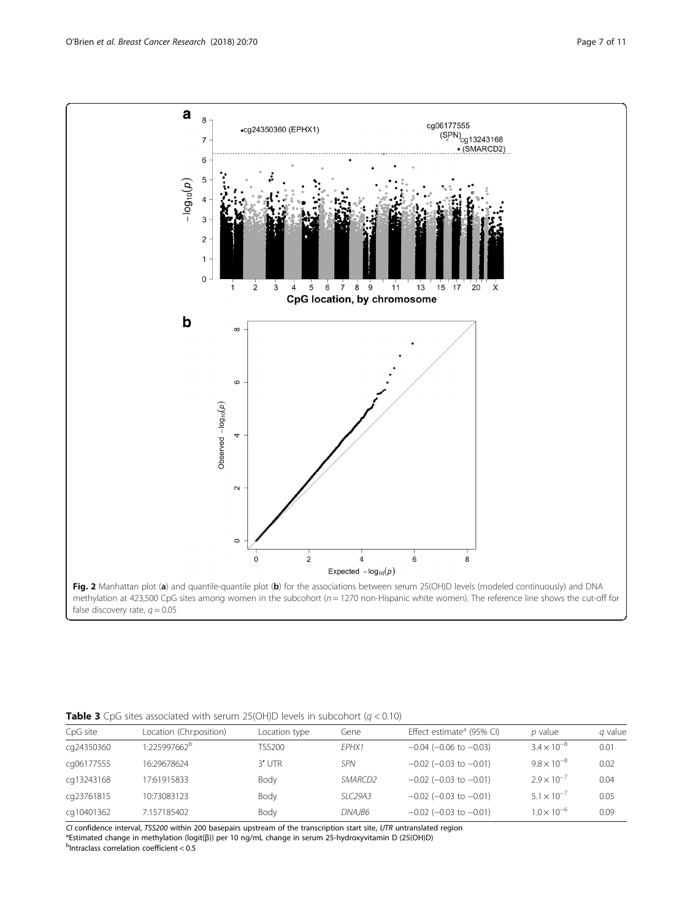**Fig. 2** Manhattan plot (**a**) and quantile-quantile plot (**b**) for the associations between serum 25(OH)D levels (modeled continuously) and DNA methylation at 423,500 CpG sites among women in the subcohort ($n = 1270$ non-Hispanic white women). The reference line shows the cut-off for false discovery rate, $q = 0.05$

**Table 3** CpG sites associated with serum 25(OH)D levels in subcohort ($q < 0.10$)

| CpG site | Location (Chr:position) | Location type | Gene | Effect estimate[a] (95% CI) | *p* value | *q* value |
|---|---|---|---|---|---|---|
| cg24350360 | 1:225997662[b] | TSS200 | *EPHX1* | −0.04 (−0.06 to −0.03) | $3.4 \times 10^{-8}$ | 0.01 |
| cg06177555 | 16:29678624 | 3′ UTR | *SPN* | −0.02 (−0.03 to −0.01) | $9.8 \times 10^{-8}$ | 0.02 |
| cg13243168 | 17:61915833 | Body | *SMARCD2* | −0.02 (−0.03 to −0.01) | $2.9 \times 10^{-7}$ | 0.04 |
| cg23761815 | 10:73083123 | Body | *SLC29A3* | −0.02 (−0.03 to −0.01) | $5.1 \times 10^{-7}$ | 0.05 |
| cg10401362 | 7:157185402 | Body | *DNAJB6* | −0.02 (−0.03 to −0.01) | $1.0 \times 10^{-6}$ | 0.09 |

*CI* confidence interval, *TSS200* within 200 basepairs upstream of the transcription start site, *UTR* untranslated region

[a]Estimated change in methylation (logit(β)) per 10 ng/mL change in serum 25-hydroxyvitamin D (25(OH)D)

[b]Intraclass correlation coefficient < 0.5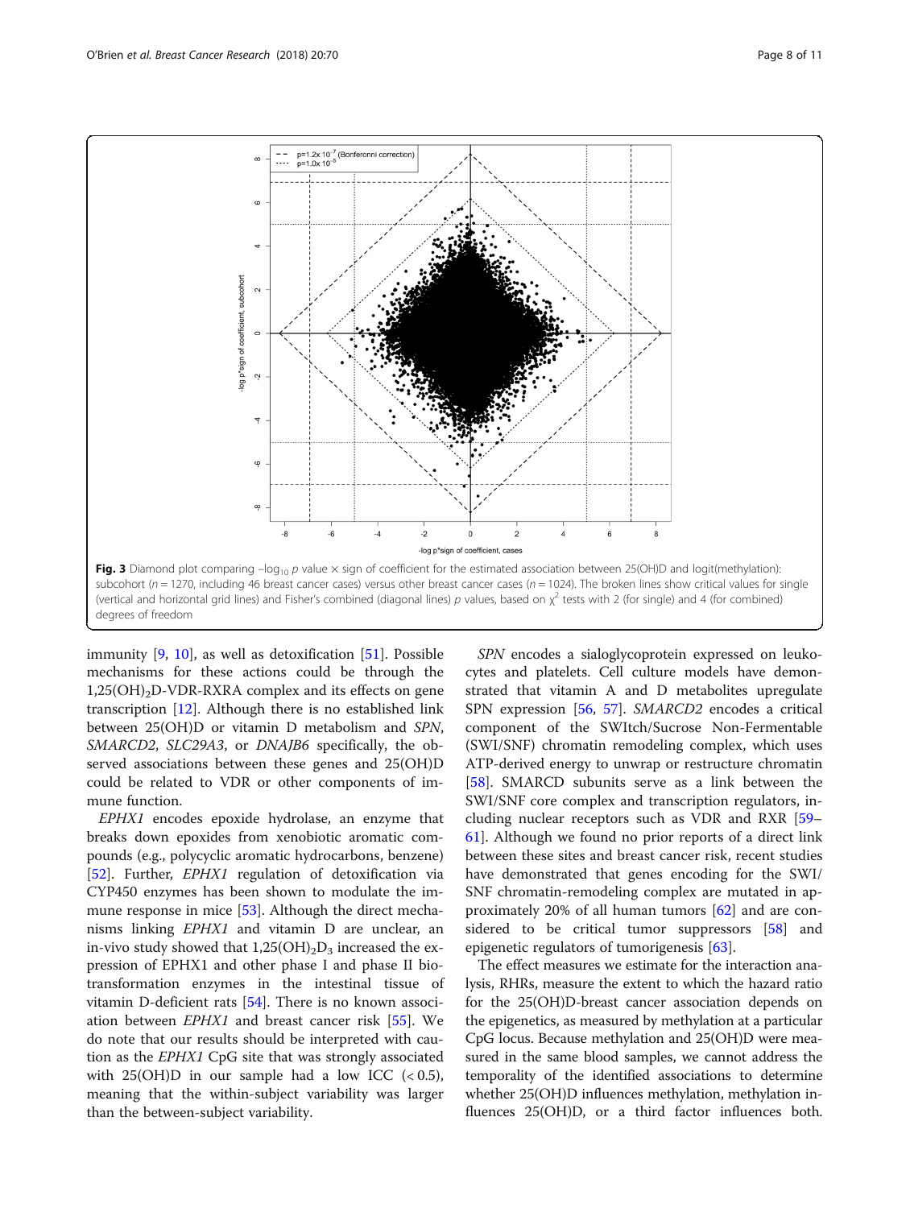Fig. 3 Diamond plot comparing $-\log_{10} p$ value × sign of coefficient for the estimated association between 25(OH)D and logit(methylation): subcohort ($n = 1270$, including 46 breast cancer cases) versus other breast cancer cases ($n = 1024$). The broken lines show critical values for single (vertical and horizontal grid lines) and Fisher's combined (diagonal lines) $p$ values, based on $\chi^2$ tests with 2 (for single) and 4 (for combined) degrees of freedom

immunity [9, 10], as well as detoxification [51]. Possible mechanisms for these actions could be through the $1,25(OH)_2D$-VDR-RXRA complex and its effects on gene transcription [12]. Although there is no established link between 25(OH)D or vitamin D metabolism and *SPN*, *SMARCD2*, *SLC29A3*, or *DNAJB6* specifically, the observed associations between these genes and 25(OH)D could be related to VDR or other components of immune function.

*EPHX1* encodes epoxide hydrolase, an enzyme that breaks down epoxides from xenobiotic aromatic compounds (e.g., polycyclic aromatic hydrocarbons, benzene) [52]. Further, *EPHX1* regulation of detoxification via CYP450 enzymes has been shown to modulate the immune response in mice [53]. Although the direct mechanisms linking *EPHX1* and vitamin D are unclear, an in-vivo study showed that $1,25(OH)_2D_3$ increased the expression of EPHX1 and other phase I and phase II biotransformation enzymes in the intestinal tissue of vitamin D-deficient rats [54]. There is no known association between *EPHX1* and breast cancer risk [55]. We do note that our results should be interpreted with caution as the *EPHX1* CpG site that was strongly associated with 25(OH)D in our sample had a low ICC ($< 0.5$), meaning that the within-subject variability was larger than the between-subject variability.

*SPN* encodes a sialoglycoprotein expressed on leukocytes and platelets. Cell culture models have demonstrated that vitamin A and D metabolites upregulate SPN expression [56, 57]. *SMARCD2* encodes a critical component of the SWItch/Sucrose Non-Fermentable (SWI/SNF) chromatin remodeling complex, which uses ATP-derived energy to unwrap or restructure chromatin [58]. SMARCD subunits serve as a link between the SWI/SNF core complex and transcription regulators, including nuclear receptors such as VDR and RXR [59–61]. Although we found no prior reports of a direct link between these sites and breast cancer risk, recent studies have demonstrated that genes encoding for the SWI/SNF chromatin-remodeling complex are mutated in approximately 20% of all human tumors [62] and are considered to be critical tumor suppressors [58] and epigenetic regulators of tumorigenesis [63].

The effect measures we estimate for the interaction analysis, RHRs, measure the extent to which the hazard ratio for the 25(OH)D-breast cancer association depends on the epigenetics, as measured by methylation at a particular CpG locus. Because methylation and 25(OH)D were measured in the same blood samples, we cannot address the temporality of the identified associations to determine whether 25(OH)D influences methylation, methylation influences 25(OH)D, or a third factor influences both.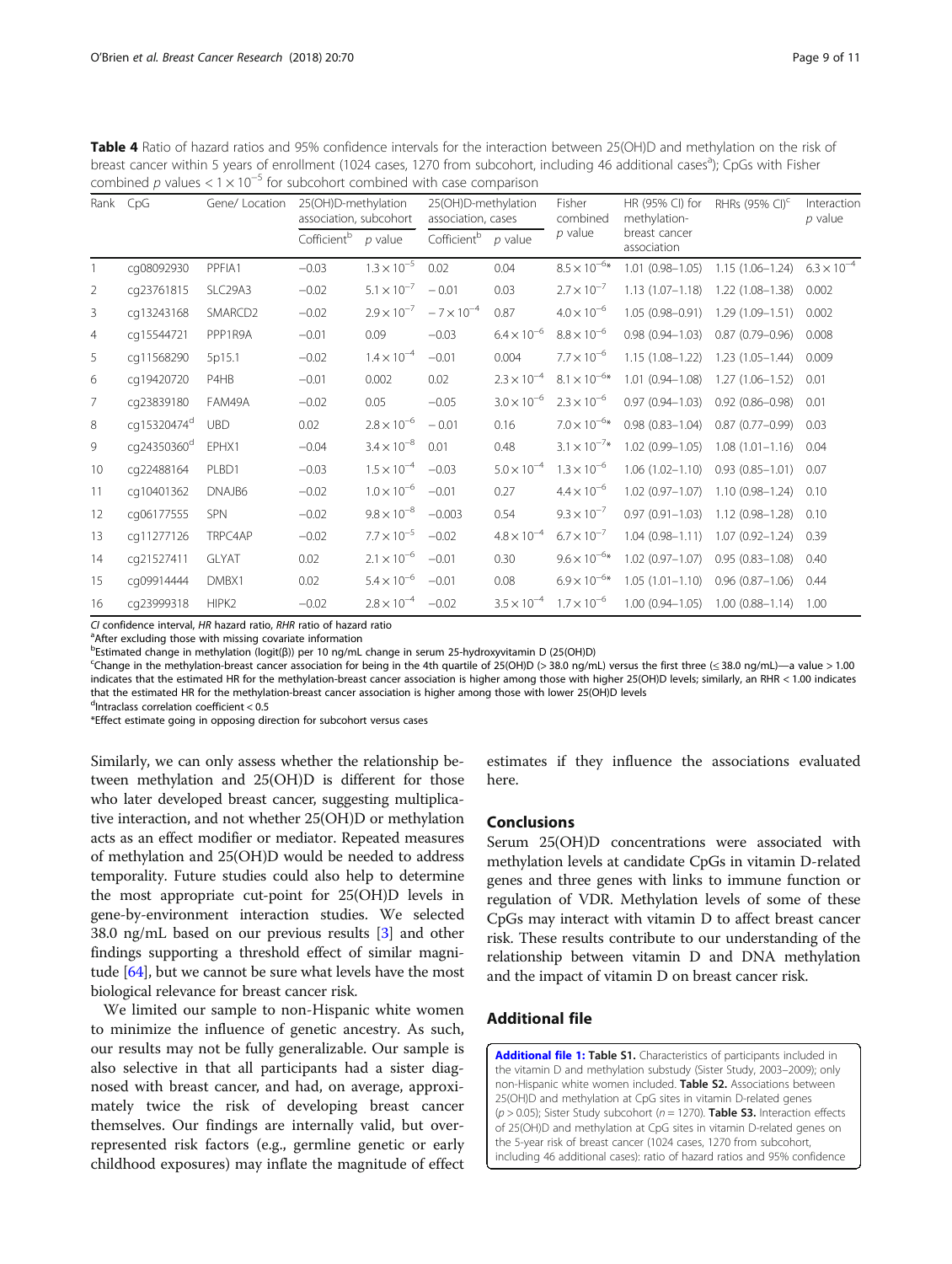**Table 4** Ratio of hazard ratios and 95% confidence intervals for the interaction between 25(OH)D and methylation on the risk of breast cancer within 5 years of enrollment (1024 cases, 1270 from subcohort, including 46 additional cases[a]); CpGs with Fisher combined p values $< 1 \times 10^{-5}$ for subcohort combined with case comparison

| Rank | CpG | Gene/ Location | 25(OH)D-methylation association, subcohort | | 25(OH)D-methylation association, cases | | Fisher combined p value | HR (95% CI) for methylation-breast cancer association | RHRs (95% CI)[c] | Interaction p value |
|---|---|---|---|---|---|---|---|---|---|---|
| | | | Cofficient[b] | p value | Cofficient[b] | p value | | | | |
| 1 | cg08092930 | PPFIA1 | −0.03 | $1.3 \times 10^{-5}$ | 0.02 | 0.04 | $8.5 \times 10^{-6}$* | 1.01 (0.98–1.05) | 1.15 (1.06–1.24) | $6.3 \times 10^{-4}$ |
| 2 | cg23761815 | SLC29A3 | −0.02 | $5.1 \times 10^{-7}$ | − 0.01 | 0.03 | $2.7 \times 10^{-7}$ | 1.13 (1.07–1.18) | 1.22 (1.08–1.38) | 0.002 |
| 3 | cg13243168 | SMARCD2 | −0.02 | $2.9 \times 10^{-7}$ | $-7 \times 10^{-4}$ | 0.87 | $4.0 \times 10^{-6}$ | 1.05 (0.98–0.91) | 1.29 (1.09–1.51) | 0.002 |
| 4 | cg15544721 | PPP1R9A | −0.01 | 0.09 | −0.03 | $6.4 \times 10^{-6}$ | $8.8 \times 10^{-6}$ | 0.98 (0.94–1.03) | 0.87 (0.79–0.96) | 0.008 |
| 5 | cg11568290 | 5p15.1 | −0.02 | $1.4 \times 10^{-4}$ | −0.01 | 0.004 | $7.7 \times 10^{-6}$ | 1.15 (1.08–1.22) | 1.23 (1.05–1.44) | 0.009 |
| 6 | cg19420720 | P4HB | −0.01 | 0.002 | 0.02 | $2.3 \times 10^{-4}$ | $8.1 \times 10^{-6}$* | 1.01 (0.94–1.08) | 1.27 (1.06–1.52) | 0.01 |
| 7 | cg23839180 | FAM49A | −0.02 | 0.05 | −0.05 | $3.0 \times 10^{-6}$ | $2.3 \times 10^{-6}$ | 0.97 (0.94–1.03) | 0.92 (0.86–0.98) | 0.01 |
| 8 | cg15320474[d] | UBD | 0.02 | $2.8 \times 10^{-6}$ | − 0.01 | 0.16 | $7.0 \times 10^{-6}$* | 0.98 (0.83–1.04) | 0.87 (0.77–0.99) | 0.03 |
| 9 | cg24350360[d] | EPHX1 | −0.04 | $3.4 \times 10^{-8}$ | 0.01 | 0.48 | $3.1 \times 10^{-7}$* | 1.02 (0.99–1.05) | 1.08 (1.01–1.16) | 0.04 |
| 10 | cg22488164 | PLBD1 | −0.03 | $1.5 \times 10^{-4}$ | −0.03 | $5.0 \times 10^{-4}$ | $1.3 \times 10^{-6}$ | 1.06 (1.02–1.10) | 0.93 (0.85–1.01) | 0.07 |
| 11 | cg10401362 | DNAJB6 | −0.02 | $1.0 \times 10^{-6}$ | −0.01 | 0.27 | $4.4 \times 10^{-6}$ | 1.02 (0.97–1.07) | 1.10 (0.98–1.24) | 0.10 |
| 12 | cg06177555 | SPN | −0.02 | $9.8 \times 10^{-8}$ | −0.003 | 0.54 | $9.3 \times 10^{-7}$ | 0.97 (0.91–1.03) | 1.12 (0.98–1.28) | 0.10 |
| 13 | cg11277126 | TRPC4AP | −0.02 | $7.7 \times 10^{-5}$ | −0.02 | $4.8 \times 10^{-4}$ | $6.7 \times 10^{-7}$ | 1.04 (0.98–1.11) | 1.07 (0.92–1.24) | 0.39 |
| 14 | cg21527411 | GLYAT | 0.02 | $2.1 \times 10^{-6}$ | −0.01 | 0.30 | $9.6 \times 10^{-6}$* | 1.02 (0.97–1.07) | 0.95 (0.83–1.08) | 0.40 |
| 15 | cg09914444 | DMBX1 | 0.02 | $5.4 \times 10^{-6}$ | −0.01 | 0.08 | $6.9 \times 10^{-6}$* | 1.05 (1.01–1.10) | 0.96 (0.87–1.06) | 0.44 |
| 16 | cg23999318 | HIPK2 | −0.02 | $2.8 \times 10^{-4}$ | −0.02 | $3.5 \times 10^{-4}$ | $1.7 \times 10^{-6}$ | 1.00 (0.94–1.05) | 1.00 (0.88–1.14) | 1.00 |

*CI* confidence interval, *HR* hazard ratio, *RHR* ratio of hazard ratio

[a]After excluding those with missing covariate information

[b]Estimated change in methylation (logit(β)) per 10 ng/mL change in serum 25-hydroxyvitamin D (25(OH)D)

[c]Change in the methylation-breast cancer association for being in the 4th quartile of 25(OH)D (> 38.0 ng/mL) versus the first three (≤ 38.0 ng/mL)—a value > 1.00 indicates that the estimated HR for the methylation-breast cancer association is higher among those with higher 25(OH)D levels; similarly, an RHR < 1.00 indicates that the estimated HR for the methylation-breast cancer association is higher among those with lower 25(OH)D levels

[d]Intraclass correlation coefficient < 0.5

*Effect estimate going in opposing direction for subcohort versus cases

Similarly, we can only assess whether the relationship between methylation and 25(OH)D is different for those who later developed breast cancer, suggesting multiplicative interaction, and not whether 25(OH)D or methylation acts as an effect modifier or mediator. Repeated measures of methylation and 25(OH)D would be needed to address temporality. Future studies could also help to determine the most appropriate cut-point for 25(OH)D levels in gene-by-environment interaction studies. We selected 38.0 ng/mL based on our previous results [3] and other findings supporting a threshold effect of similar magnitude [64], but we cannot be sure what levels have the most biological relevance for breast cancer risk.

We limited our sample to non-Hispanic white women to minimize the influence of genetic ancestry. As such, our results may not be fully generalizable. Our sample is also selective in that all participants had a sister diagnosed with breast cancer, and had, on average, approximately twice the risk of developing breast cancer themselves. Our findings are internally valid, but overrepresented risk factors (e.g., germline genetic or early childhood exposures) may inflate the magnitude of effect estimates if they influence the associations evaluated here.

## Conclusions

Serum 25(OH)D concentrations were associated with methylation levels at candidate CpGs in vitamin D-related genes and three genes with links to immune function or regulation of VDR. Methylation levels of some of these CpGs may interact with vitamin D to affect breast cancer risk. These results contribute to our understanding of the relationship between vitamin D and DNA methylation and the impact of vitamin D on breast cancer risk.

## Additional file

**Additional file 1: Table S1.** Characteristics of participants included in the vitamin D and methylation substudy (Sister Study, 2003–2009); only non-Hispanic white women included. **Table S2.** Associations between 25(OH)D and methylation at CpG sites in vitamin D-related genes ($p > 0.05$); Sister Study subcohort ($n = 1270$). **Table S3.** Interaction effects of 25(OH)D and methylation at CpG sites in vitamin D-related genes on the 5-year risk of breast cancer (1024 cases, 1270 from subcohort, including 46 additional cases): ratio of hazard ratios and 95% confidence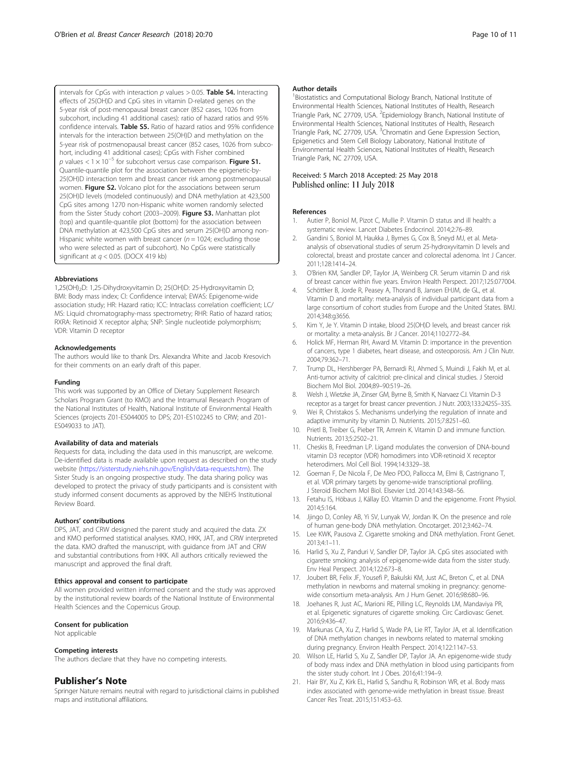intervals for CpGs with interaction *p* values > 0.05. **Table S4.** Interacting effects of 25(OH)D and CpG sites in vitamin D-related genes on the 5-year risk of post-menopausal breast cancer (852 cases, 1026 from subcohort, including 41 additional cases): ratio of hazard ratios and 95% confidence intervals. **Table S5.** Ratio of hazard ratios and 95% confidence intervals for the interaction between 25(OH)D and methylation on the 5-year risk of postmenopausal breast cancer (852 cases, 1026 from subcohort, including 41 additional cases); CpGs with Fisher combined *p* values $< 1 \times 10^{-5}$ for subcohort versus case comparison. **Figure S1.** Quantile-quantile plot for the association between the epigenetic-by-25(OH)D interaction term and breast cancer risk among postmenopausal women. **Figure S2.** Volcano plot for the associations between serum 25(OH)D levels (modeled continuously) and DNA methylation at 423,500 CpG sites among 1270 non-Hispanic white women randomly selected from the Sister Study cohort (2003–2009). **Figure S3.** Manhattan plot (top) and quantile-quantile plot (bottom) for the association between DNA methylation at 423,500 CpG sites and serum 25(OH)D among non-Hispanic white women with breast cancer ($n = 1024$; excluding those who were selected as part of subcohort). No CpGs were statistically significant at $q < 0.05$. (DOCX 419 kb)

### Abbreviations

$1,25(OH)_2D$: 1,25-Dihydroxyvitamin D; 25(OH)D: 25-Hydroxyvitamin D; BMI: Body mass index; CI: Confidence interval; EWAS: Epigenome-wide association study; HR: Hazard ratio; ICC: Intraclass correlation coefficient; LC/MS: Liquid chromatography-mass spectrometry; RHR: Ratio of hazard ratios; RXRA: Retinoid X receptor alpha; SNP: Single nucleotide polymorphism; VDR: Vitamin D receptor

### Acknowledgements

The authors would like to thank Drs. Alexandra White and Jacob Kresovich for their comments on an early draft of this paper.

### Funding

This work was supported by an Office of Dietary Supplement Research Scholars Program Grant (to KMO) and the Intramural Research Program of the National Institutes of Health, National Institute of Environmental Health Sciences (projects Z01-ES044005 to DPS; Z01-ES102245 to CRW; and Z01-ES049033 to JAT).

### Availability of data and materials

Requests for data, including the data used in this manuscript, are welcome. De-identified data is made available upon request as described on the study website (https://sisterstudy.niehs.nih.gov/English/data-requests.htm). The Sister Study is an ongoing prospective study. The data sharing policy was developed to protect the privacy of study participants and is consistent with study informed consent documents as approved by the NIEHS Institutional Review Board.

### Authors' contributions

DPS, JAT, and CRW designed the parent study and acquired the data. ZX and KMO performed statistical analyses. KMO, HKK, JAT, and CRW interpreted the data. KMO drafted the manuscript, with guidance from JAT and CRW and substantial contributions from HKK. All authors critically reviewed the manuscript and approved the final draft.

### Ethics approval and consent to participate

All women provided written informed consent and the study was approved by the institutional review boards of the National Institute of Environmental Health Sciences and the Copernicus Group.

### Consent for publication

Not applicable

### Competing interests

The authors declare that they have no competing interests.

## Publisher's Note

Springer Nature remains neutral with regard to jurisdictional claims in published maps and institutional affiliations.

### Author details

[1]Biostatistics and Computational Biology Branch, National Institute of Environmental Health Sciences, National Institutes of Health, Research Triangle Park, NC 27709, USA. [2]Epidemiology Branch, National Institute of Environmental Health Sciences, National Institutes of Health, Research Triangle Park, NC 27709, USA. [3]Chromatin and Gene Expression Section, Epigenetics and Stem Cell Biology Laboratory, National Institute of Environmental Health Sciences, National Institutes of Health, Research Triangle Park, NC 27709, USA.

Received: 5 March 2018 Accepted: 25 May 2018
Published online: 11 July 2018

### References

1. Autier P, Boniol M, Pizot C, Mullie P. Vitamin D status and ill health: a systematic review. Lancet Diabetes Endocrinol. 2014;2:76–89.
2. Gandini S, Boniol M, Haukka J, Byrnes G, Cox B, Sneyd MJ, et al. Meta-analysis of observational studies of serum 25-hydroxyvitamin D levels and colorectal, breast and prostate cancer and colorectal adenoma. Int J Cancer. 2011;128:1414–24.
3. O'Brien KM, Sandler DP, Taylor JA, Weinberg CR. Serum vitamin D and risk of breast cancer within five years. Environ Health Perspect. 2017;125:077004.
4. Schöttker B, Jorde R, Peasey A, Thorand B, Jansen EHJM, de GL, et al. Vitamin D and mortality: meta-analysis of individual participant data from a large consortium of cohort studies from Europe and the United States. BMJ. 2014;348:g3656.
5. Kim Y, Je Y. Vitamin D intake, blood 25(OH)D levels, and breast cancer risk or mortality: a meta-analysis. Br J Cancer. 2014;110:2772–84.
6. Holick MF, Herman RH, Award M. Vitamin D: importance in the prevention of cancers, type 1 diabetes, heart disease, and osteoporosis. Am J Clin Nutr. 2004;79:362–71.
7. Trump DL, Hershberger PA, Bernardi RJ, Ahmed S, Muindi J, Fakih M, et al. Anti-tumor activity of calcitriol: pre-clinical and clinical studies. J Steroid Biochem Mol Biol. 2004;89–90:519–26.
8. Welsh J, Wietzke JA, Zinser GM, Byrne B, Smith K, Narvaez CJ. Vitamin D-3 receptor as a target for breast cancer prevention. J Nutr. 2003;133:2425S–33S.
9. Wei R, Christakos S. Mechanisms underlying the regulation of innate and adaptive immunity by vitamin D. Nutrients. 2015;7:8251–60.
10. Prietl B, Treiber G, Pieber TR, Amrein K. Vitamin D and immune function. Nutrients. 2013;5:2502–21.
11. Cheskis B, Freedman LP. Ligand modulates the conversion of DNA-bound vitamin D3 receptor (VDR) homodimers into VDR-retinoid X receptor heterodimers. Mol Cell Biol. 1994;14:3329–38.
12. Goeman F, De Nicola F, De Meo PDO, Pallocca M, Elmi B, Castrignano T, et al. VDR primary targets by genome-wide transcriptional profiling. J Steroid Biochem Mol Biol. Elsevier Ltd. 2014;143:348–56.
13. Fetahu IS, Höbaus J, Kállay EO. Vitamin D and the epigenome. Front Physiol. 2014;5:164.
14. Jjingo D, Conley AB, Yi SV, Lunyak VV, Jordan IK. On the presence and role of human gene-body DNA methylation. Oncotarget. 2012;3:462–74.
15. Lee KWK, Pausova Z. Cigarette smoking and DNA methylation. Front Genet. 2013;4:1–11.
16. Harlid S, Xu Z, Panduri V, Sandler DP, Taylor JA. CpG sites associated with cigarette smoking: analysis of epigenome-wide data from the sister study. Env Heal Perspect. 2014;122:673–8.
17. Joubert BR, Felix JF, Yousefi P, Bakulski KM, Just AC, Breton C, et al. DNA methylation in newborns and maternal smoking in pregnancy: genome-wide consortium meta-analysis. Am J Hum Genet. 2016;98:680–96.
18. Joehanes R, Just AC, Marioni RE, Pilling LC, Reynolds LM, Mandaviya PR, et al. Epigenetic signatures of cigarette smoking. Circ Cardiovasc Genet. 2016;9:436–47.
19. Markunas CA, Xu Z, Harlid S, Wade PA, Lie RT, Taylor JA, et al. Identification of DNA methylation changes in newborns related to maternal smoking during pregnancy. Environ Health Perspect. 2014;122:1147–53.
20. Wilson LE, Harlid S, Xu Z, Sandler DP, Taylor JA. An epigenome-wide study of body mass index and DNA methylation in blood using participants from the sister study cohort. Int J Obes. 2016;41:194–9.
21. Hair BY, Xu Z, Kirk EL, Harlid S, Sandhu R, Robinson WR, et al. Body mass index associated with genome-wide methylation in breast tissue. Breast Cancer Res Treat. 2015;151:453–63.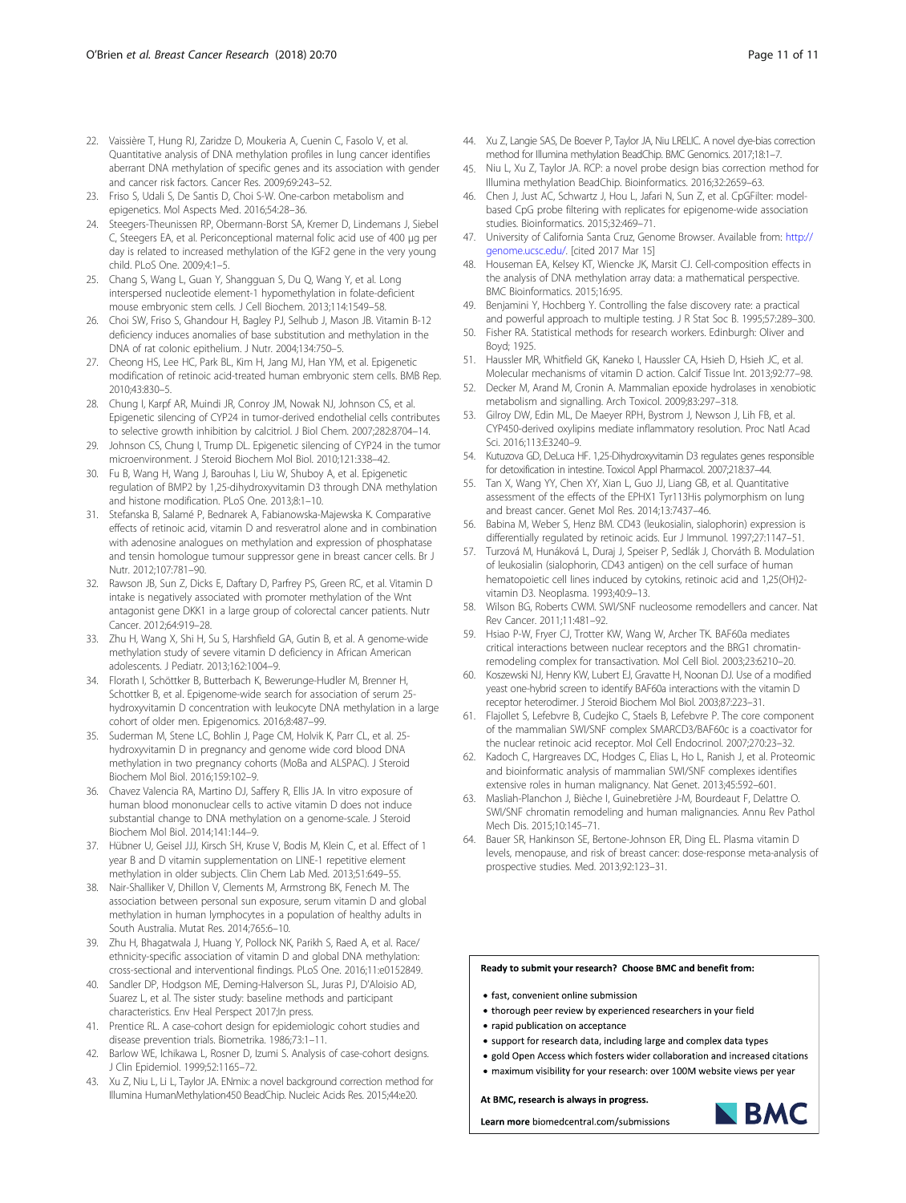22. Vaissière T, Hung RJ, Zaridze D, Moukeria A, Cuenin C, Fasolo V, et al. Quantitative analysis of DNA methylation profiles in lung cancer identifies aberrant DNA methylation of specific genes and its association with gender and cancer risk factors. Cancer Res. 2009;69:243–52.
23. Friso S, Udali S, De Santis D, Choi S-W. One-carbon metabolism and epigenetics. Mol Aspects Med. 2016;54:28–36.
24. Steegers-Theunissen RP, Obermann-Borst SA, Kremer D, Lindemans J, Siebel C, Steegers EA, et al. Periconceptional maternal folic acid use of 400 µg per day is related to increased methylation of the IGF2 gene in the very young child. PLoS One. 2009;4:1–5.
25. Chang S, Wang L, Guan Y, Shangguan S, Du Q, Wang Y, et al. Long interspersed nucleotide element-1 hypomethylation in folate-deficient mouse embryonic stem cells. J Cell Biochem. 2013;114:1549–58.
26. Choi SW, Friso S, Ghandour H, Bagley PJ, Selhub J, Mason JB. Vitamin B-12 deficiency induces anomalies of base substitution and methylation in the DNA of rat colonic epithelium. J Nutr. 2004;134:750–5.
27. Cheong HS, Lee HC, Park BL, Kim H, Jang MJ, Han YM, et al. Epigenetic modification of retinoic acid-treated human embryonic stem cells. BMB Rep. 2010;43:830–5.
28. Chung I, Karpf AR, Muindi JR, Conroy JM, Nowak NJ, Johnson CS, et al. Epigenetic silencing of CYP24 in tumor-derived endothelial cells contributes to selective growth inhibition by calcitriol. J Biol Chem. 2007;282:8704–14.
29. Johnson CS, Chung I, Trump DL. Epigenetic silencing of CYP24 in the tumor microenvironment. J Steroid Biochem Mol Biol. 2010;121:338–42.
30. Fu B, Wang H, Wang J, Barouhas I, Liu W, Shuboy A, et al. Epigenetic regulation of BMP2 by 1,25-dihydroxyvitamin D3 through DNA methylation and histone modification. PLoS One. 2013;8:1–10.
31. Stefanska B, Salamé P, Bednarek A, Fabianowska-Majewska K. Comparative effects of retinoic acid, vitamin D and resveratrol alone and in combination with adenosine analogues on methylation and expression of phosphatase and tensin homologue tumour suppressor gene in breast cancer cells. Br J Nutr. 2012;107:781–90.
32. Rawson JB, Sun Z, Dicks E, Daftary D, Parfrey PS, Green RC, et al. Vitamin D intake is negatively associated with promoter methylation of the Wnt antagonist gene DKK1 in a large group of colorectal cancer patients. Nutr Cancer. 2012;64:919–28.
33. Zhu H, Wang X, Shi H, Su S, Harshfield GA, Gutin B, et al. A genome-wide methylation study of severe vitamin D deficiency in African American adolescents. J Pediatr. 2013;162:1004–9.
34. Florath I, Schöttker B, Butterbach K, Bewerunge-Hudler M, Brenner H, Schottker B, et al. Epigenome-wide search for association of serum 25-hydroxyvitamin D concentration with leukocyte DNA methylation in a large cohort of older men. Epigenomics. 2016;8:487–99.
35. Suderman M, Stene LC, Bohlin J, Page CM, Holvik K, Parr CL, et al. 25-hydroxyvitamin D in pregnancy and genome wide cord blood DNA methylation in two pregnancy cohorts (MoBa and ALSPAC). J Steroid Biochem Mol Biol. 2016;159:102–9.
36. Chavez Valencia RA, Martino DJ, Saffery R, Ellis JA. In vitro exposure of human blood mononuclear cells to active vitamin D does not induce substantial change to DNA methylation on a genome-scale. J Steroid Biochem Mol Biol. 2014;141:144–9.
37. Hübner U, Geisel JJJ, Kirsch SH, Kruse V, Bodis M, Klein C, et al. Effect of 1 year B and D vitamin supplementation on LINE-1 repetitive element methylation in older subjects. Clin Chem Lab Med. 2013;51:649–55.
38. Nair-Shalliker V, Dhillon V, Clements M, Armstrong BK, Fenech M. The association between personal sun exposure, serum vitamin D and global methylation in human lymphocytes in a population of healthy adults in South Australia. Mutat Res. 2014;765:6–10.
39. Zhu H, Bhagatwala J, Huang Y, Pollock NK, Parikh S, Raed A, et al. Race/ethnicity-specific association of vitamin D and global DNA methylation: cross-sectional and interventional findings. PLoS One. 2016;11:e0152849.
40. Sandler DP, Hodgson ME, Deming-Halverson SL, Juras PJ, D'Aloisio AD, Suarez L, et al. The sister study: baseline methods and participant characteristics. Env Heal Perspect 2017;In press.
41. Prentice RL. A case-cohort design for epidemiologic cohort studies and disease prevention trials. Biometrika. 1986;73:1–11.
42. Barlow WE, Ichikawa L, Rosner D, Izumi S. Analysis of case-cohort designs. J Clin Epidemiol. 1999;52:1165–72.
43. Xu Z, Niu L, Li L, Taylor JA. ENmix: a novel background correction method for Illumina HumanMethylation450 BeadChip. Nucleic Acids Res. 2015;44:e20.
44. Xu Z, Langie SAS, De Boever P, Taylor JA, Niu LRELIC. A novel dye-bias correction method for Illumina methylation BeadChip. BMC Genomics. 2017;18:1–7.
45. Niu L, Xu Z, Taylor JA. RCP: a novel probe design bias correction method for Illumina methylation BeadChip. Bioinformatics. 2016;32:2659–63.
46. Chen J, Just AC, Schwartz J, Hou L, Jafari N, Sun Z, et al. CpGFilter: model-based CpG probe filtering with replicates for epigenome-wide association studies. Bioinformatics. 2015;32:469–71.
47. University of California Santa Cruz, Genome Browser. Available from: http://genome.ucsc.edu/. [cited 2017 Mar 15]
48. Houseman EA, Kelsey KT, Wiencke JK, Marsit CJ. Cell-composition effects in the analysis of DNA methylation array data: a mathematical perspective. BMC Bioinformatics. 2015;16:95.
49. Benjamini Y, Hochberg Y. Controlling the false discovery rate: a practical and powerful approach to multiple testing. J R Stat Soc B. 1995;57:289–300.
50. Fisher RA. Statistical methods for research workers. Edinburgh: Oliver and Boyd; 1925.
51. Haussler MR, Whitfield GK, Kaneko I, Haussler CA, Hsieh D, Hsieh JC, et al. Molecular mechanisms of vitamin D action. Calcif Tissue Int. 2013;92:77–98.
52. Decker M, Arand M, Cronin A. Mammalian epoxide hydrolases in xenobiotic metabolism and signalling. Arch Toxicol. 2009;83:297–318.
53. Gilroy DW, Edin ML, De Maeyer RPH, Bystrom J, Newson J, Lih FB, et al. CYP450-derived oxylipins mediate inflammatory resolution. Proc Natl Acad Sci. 2016;113:E3240–9.
54. Kutuzova GD, DeLuca HF. 1,25-Dihydroxyvitamin D3 regulates genes responsible for detoxification in intestine. Toxicol Appl Pharmacol. 2007;218:37–44.
55. Tan X, Wang YY, Chen XY, Xian L, Guo JJ, Liang GB, et al. Quantitative assessment of the effects of the EPHX1 Tyr113His polymorphism on lung and breast cancer. Genet Mol Res. 2014;13:7437–46.
56. Babina M, Weber S, Henz BM. CD43 (leukosialin, sialophorin) expression is differentially regulated by retinoic acids. Eur J Immunol. 1997;27:1147–51.
57. Turzová M, Hunáková L, Duraj J, Speiser P, Sedlák J, Chorváth B. Modulation of leukosialin (sialophorin, CD43 antigen) on the cell surface of human hematopoietic cell lines induced by cytokins, retinoic acid and 1,25(OH)2-vitamin D3. Neoplasma. 1993;40:9–13.
58. Wilson BG, Roberts CWM. SWI/SNF nucleosome remodellers and cancer. Nat Rev Cancer. 2011;11:481–92.
59. Hsiao P-W, Fryer CJ, Trotter KW, Wang W, Archer TK. BAF60a mediates critical interactions between nuclear receptors and the BRG1 chromatin-remodeling complex for transactivation. Mol Cell Biol. 2003;23:6210–20.
60. Koszewski NJ, Henry KW, Lubert EJ, Gravatte H, Noonan DJ. Use of a modified yeast one-hybrid screen to identify BAF60a interactions with the vitamin D receptor heterodimer. J Steroid Biochem Mol Biol. 2003;87:223–31.
61. Flajollet S, Lefebvre B, Cudejko C, Staels B, Lefebvre P. The core component of the mammalian SWI/SNF complex SMARCD3/BAF60c is a coactivator for the nuclear retinoic acid receptor. Mol Cell Endocrinol. 2007;270:23–32.
62. Kadoch C, Hargreaves DC, Hodges C, Elias L, Ho L, Ranish J, et al. Proteomic and bioinformatic analysis of mammalian SWI/SNF complexes identifies extensive roles in human malignancy. Nat Genet. 2013;45:592–601.
63. Masliah-Planchon J, Bièche I, Guinebretière J-M, Bourdeaut F, Delattre O. SWI/SNF chromatin remodeling and human malignancies. Annu Rev Pathol Mech Dis. 2015;10:145–71.
64. Bauer SR, Hankinson SE, Bertone-Johnson ER, Ding EL. Plasma vitamin D levels, menopause, and risk of breast cancer: dose-response meta-analysis of prospective studies. Med. 2013;92:123–31.

**Ready to submit your research? Choose BMC and benefit from:**

- fast, convenient online submission
- thorough peer review by experienced researchers in your field
- rapid publication on acceptance
- support for research data, including large and complex data types
- gold Open Access which fosters wider collaboration and increased citations
- maximum visibility for your research: over 100M website views per year

**At BMC, research is always in progress.**

**Learn more** biomedcentral.com/submissions

BMC